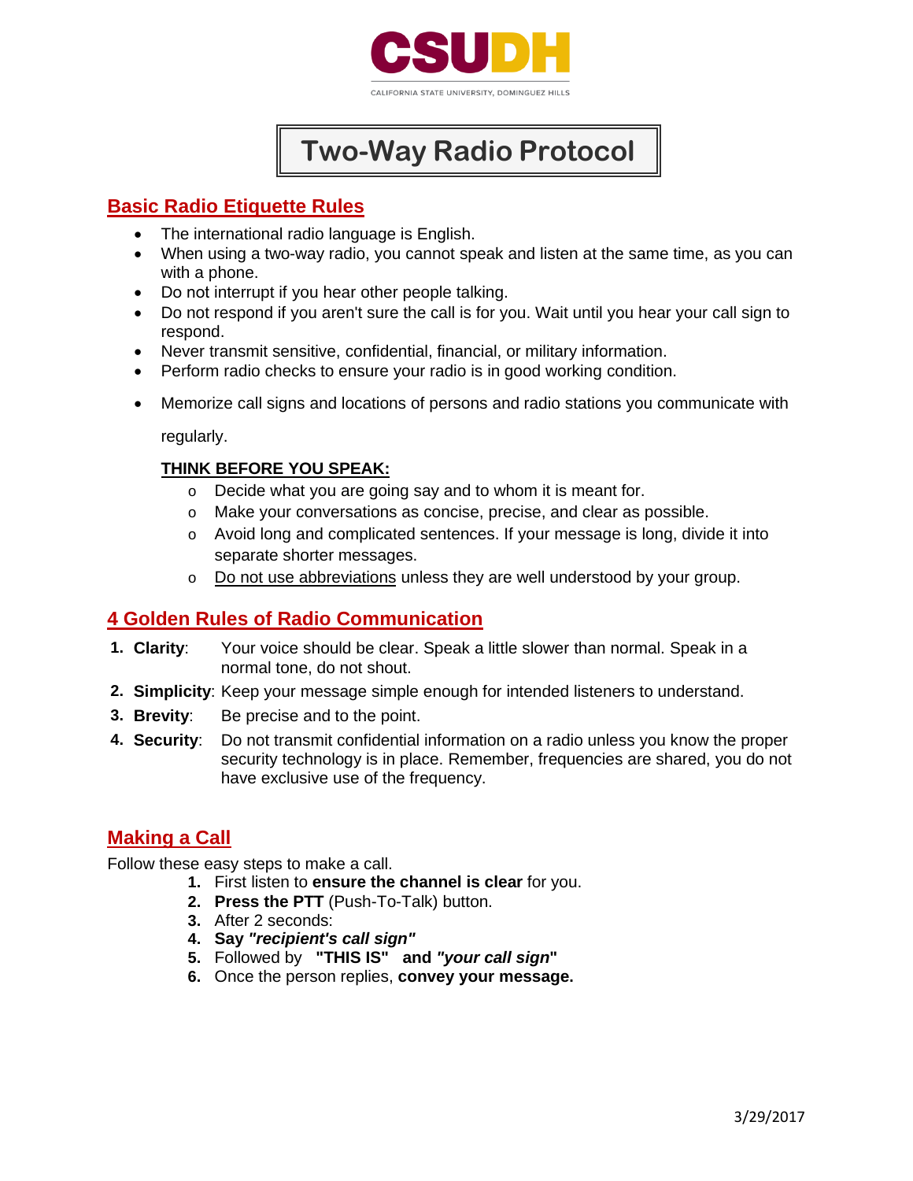CSUDH

CALIFORNIA STATE UNIVERSITY, DOMINGUEZ HILLS

# Two-Way Radio Protocol

## Basic Radio Etiquette Rules

- The international radio language is English.
- When using a two-way radio, you cannot speak and listen at the same time, as you can with a phone.
- Do not interrupt if you hear other people talking.
- Do not respond if you aren't sure the call is for you. Wait until you hear your call sign to respond.
- Never transmit sensitive, confidential, financial, or military information.
- Perform radio checks to ensure your radio is in good working condition.
- Memorize call signs and locations of persons and radio stations you communicate with regularly.

  **THINK BEFORE YOU SPEAK:**

  - Decide what you are going say and to whom it is meant for.
  - Make your conversations as concise, precise, and clear as possible.
  - Avoid long and complicated sentences. If your message is long, divide it into separate shorter messages.
  - Do not use abbreviations unless they are well understood by your group.

## 4 Golden Rules of Radio Communication

1. **Clarity**: Your voice should be clear. Speak a little slower than normal. Speak in a normal tone, do not shout.
2. **Simplicity**: Keep your message simple enough for intended listeners to understand.
3. **Brevity**: Be precise and to the point.
4. **Security**: Do not transmit confidential information on a radio unless you know the proper security technology is in place. Remember, frequencies are shared, you do not have exclusive use of the frequency.

## Making a Call

Follow these easy steps to make a call.

1. First listen to **ensure the channel is clear** for you.
2. **Press the PTT** (Push-To-Talk) button.
3. After 2 seconds:
4. **Say *"recipient's call sign"***
5. Followed by **"THIS IS"** **and *"your call sign*"**
6. Once the person replies, **convey your message.**

3/29/2017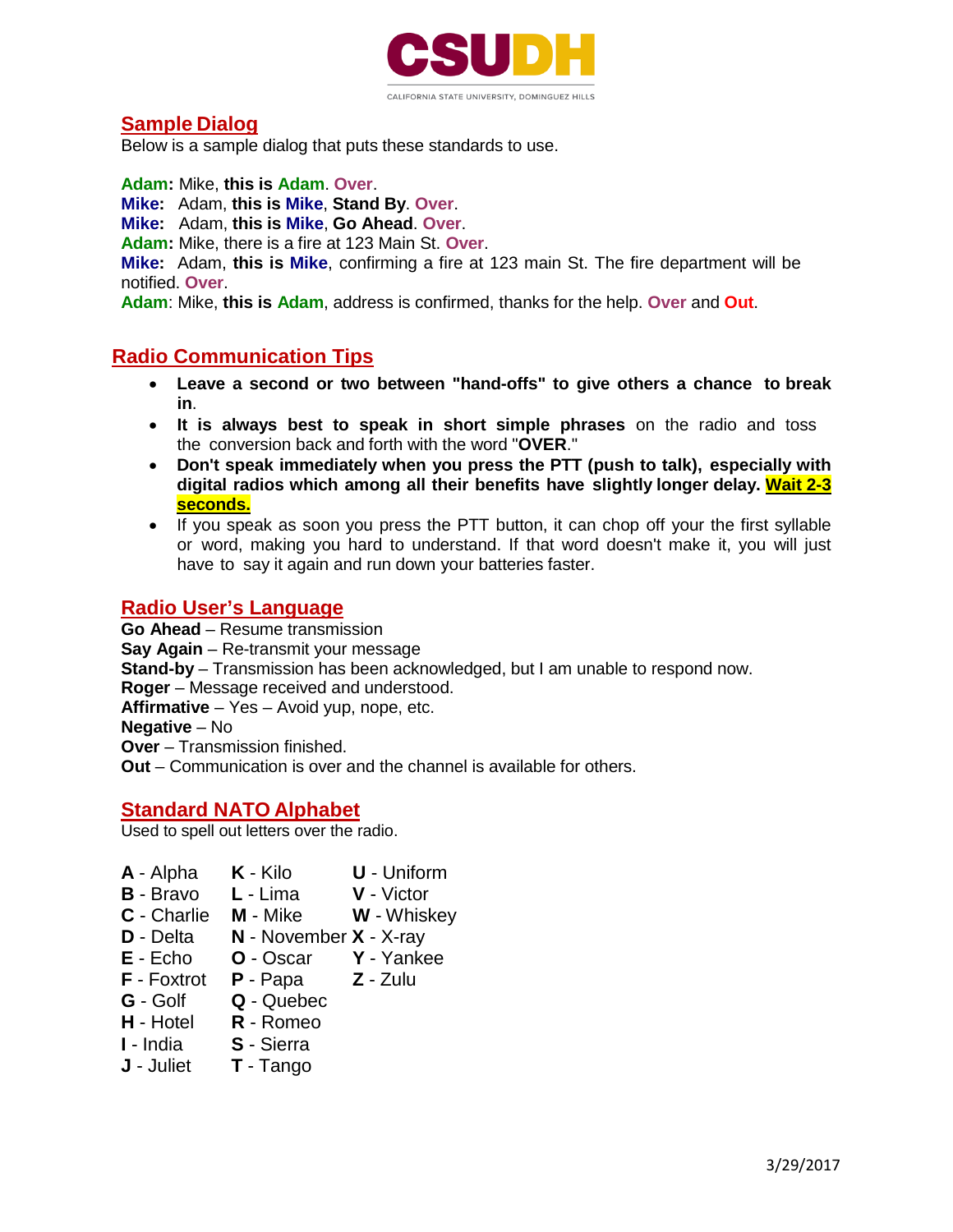## Sample Dialog

Below is a sample dialog that puts these standards to use.

**Adam:** Mike, **this is Adam**. **Over**.
**Mike:** Adam, **this is Mike**, **Stand By**. **Over**.
**Mike:** Adam, **this is Mike**, **Go Ahead**. **Over**.
**Adam:** Mike, there is a fire at 123 Main St. **Over**.
**Mike:** Adam, **this is Mike**, confirming a fire at 123 main St. The fire department will be notified. **Over**.
**Adam**: Mike, **this is Adam**, address is confirmed, thanks for the help. **Over** and **Out**.

## Radio Communication Tips

- **Leave a second or two between "hand-offs" to give others a chance to break in**.
- **It is always best to speak in short simple phrases** on the radio and toss the conversion back and forth with the word "**OVER**."
- **Don't speak immediately when you press the PTT (push to talk), especially with digital radios which among all their benefits have slightly longer delay. Wait 2-3 seconds.**
- If you speak as soon you press the PTT button, it can chop off your the first syllable or word, making you hard to understand. If that word doesn't make it, you will just have to say it again and run down your batteries faster.

## Radio User's Language

**Go Ahead** – Resume transmission
**Say Again** – Re-transmit your message
**Stand-by** – Transmission has been acknowledged, but I am unable to respond now.
**Roger** – Message received and understood.
**Affirmative** – Yes – Avoid yup, nope, etc.
**Negative** – No
**Over** – Transmission finished.
**Out** – Communication is over and the channel is available for others.

## Standard NATO Alphabet

Used to spell out letters over the radio.

**A** - Alpha
**B** - Bravo
**C** - Charlie
**D** - Delta
**E** - Echo
**F** - Foxtrot
**G** - Golf
**H** - Hotel
**I** - India
**J** - Juliet
**K** - Kilo
**L** - Lima
**M** - Mike
**N** - November
**O** - Oscar
**P** - Papa
**Q** - Quebec
**R** - Romeo
**S** - Sierra
**T** - Tango
**U** - Uniform
**V** - Victor
**W** - Whiskey
**X** - X-ray
**Y** - Yankee
**Z** - Zulu

3/29/2017